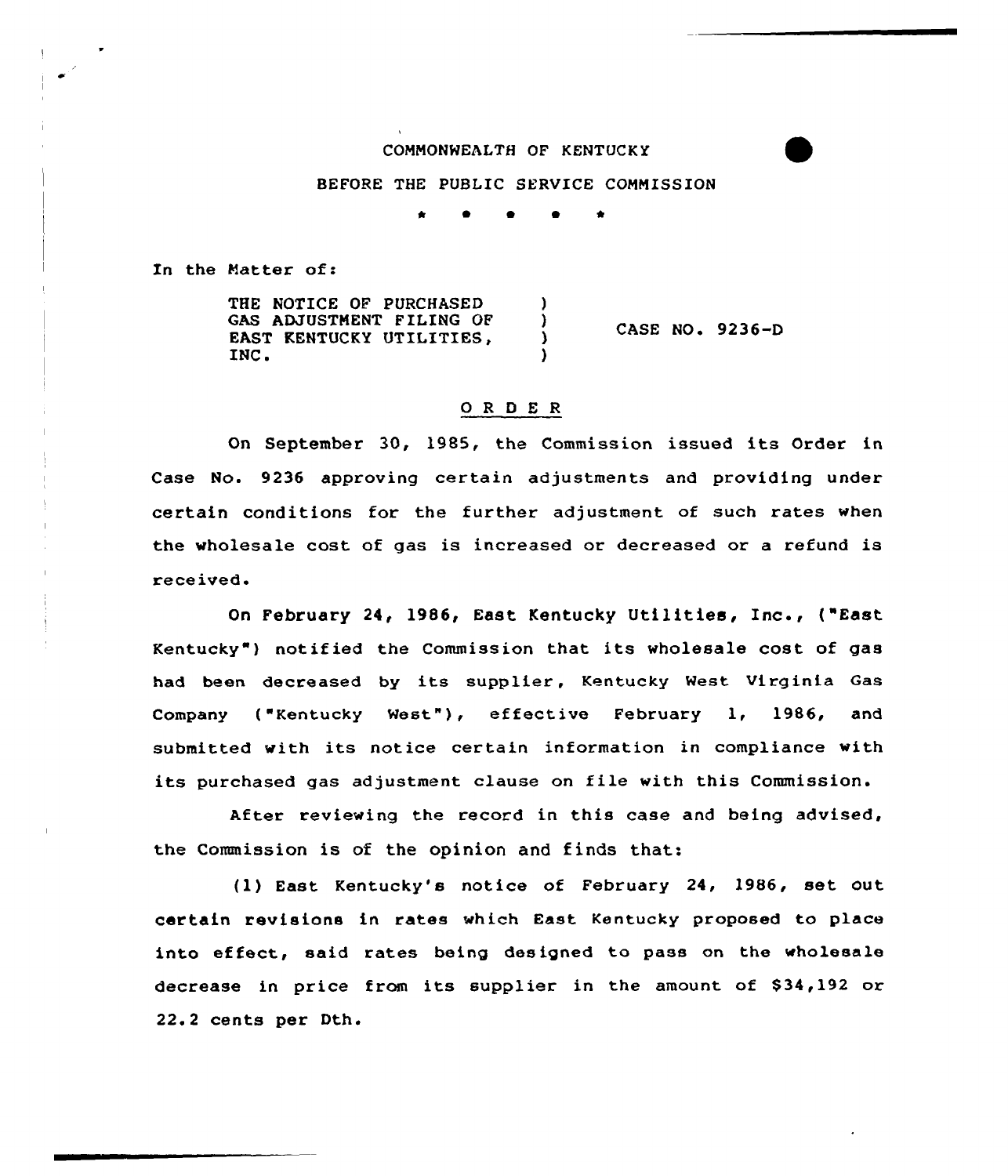COMMONWEALTH OF KENTUCKY

BEFORE THE PUBLIC SERVICE COMMISSION

\* \* \* \* \*

In the Matter of:

| | | |
|---|---|---|
| THE NOTICE OF PURCHASED GAS ADJUSTMENT FILING OF EAST KENTUCKY UTILITIES, INC. | ) ) ) ) | CASE NO. 9236-D |

## O R D E R

On September 30, 1985, the Commission issued its Order in Case No. 9236 approving certain adjustments and providing under certain conditions for the further adjustment of such rates when the wholesale cost of gas is increased or decreased or a refund is received.

On February 24, 1986, East Kentucky Utilities, Inc., ("East Kentucky") notified the Commission that its wholesale cost of gas had been decreased by its supplier, Kentucky West Virginia Gas Company ("Kentucky West"), effective February 1, 1986, and submitted with its notice certain information in compliance with its purchased gas adjustment clause on file with this Commission.

After reviewing the record in this case and being advised, the Commission is of the opinion and finds that:

(1) East Kentucky's notice of February 24, 1986, set out certain revisions in rates which East Kentucky proposed to place into effect, said rates being designed to pass on the wholesale decrease in price from its supplier in the amount of $34,192 or 22.2 cents per Dth.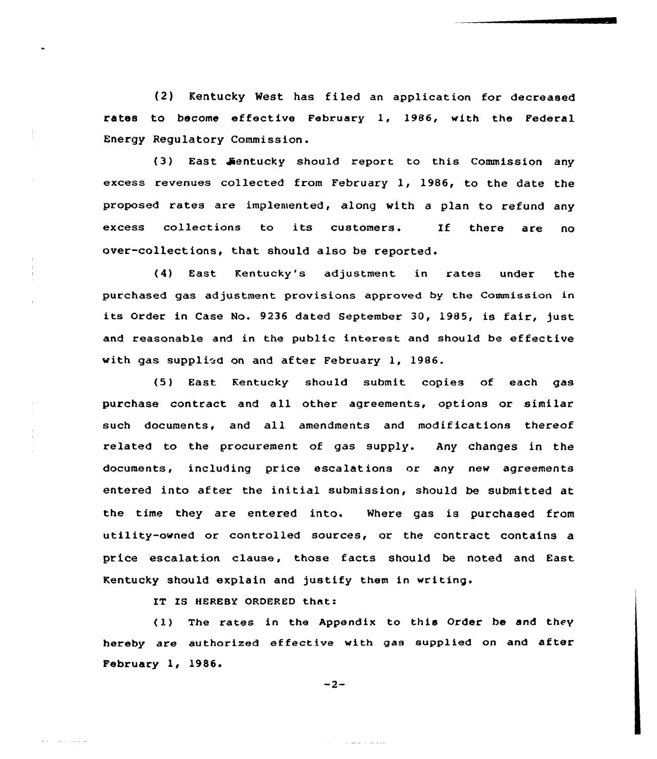(2) Kentucky West has filed an application for decreased rates to become effective February 1, 1986, with the Federal Energy Regulatory Commission.

(3) East Kentucky should report to this Commission any excess revenues collected from February 1, 1986, to the date the proposed rates are implemented, along with a plan to refund any excess collections to its customers. If there are no over-collections, that should also be reported.

(4) East Kentucky's adjustment in rates under the purchased gas adjustment provisions approved by the Commission in its Order in Case No. 9236 dated September 30, 1985, is fair, just and reasonable and in the public interest and should be effective with gas supplied on and after February 1, 1986.

(5) East Kentucky should submit copies of each gas purchase contract and all other agreements, options or similar such documents, and all amendments and modifications thereof related to the procurement of gas supply. Any changes in the documents, including price escalations or any new agreements entered into after the initial submission, should be submitted at the time they are entered into. Where gas is purchased from utility-owned or controlled sources, or the contract contains a price escalation clause, those facts should be noted and East Kentucky should explain and justify them in writing.

IT IS HEREBY ORDERED that:

(1) The rates in the Appendix to this Order be and they hereby are authorized effective with gas supplied on and after February 1, 1986.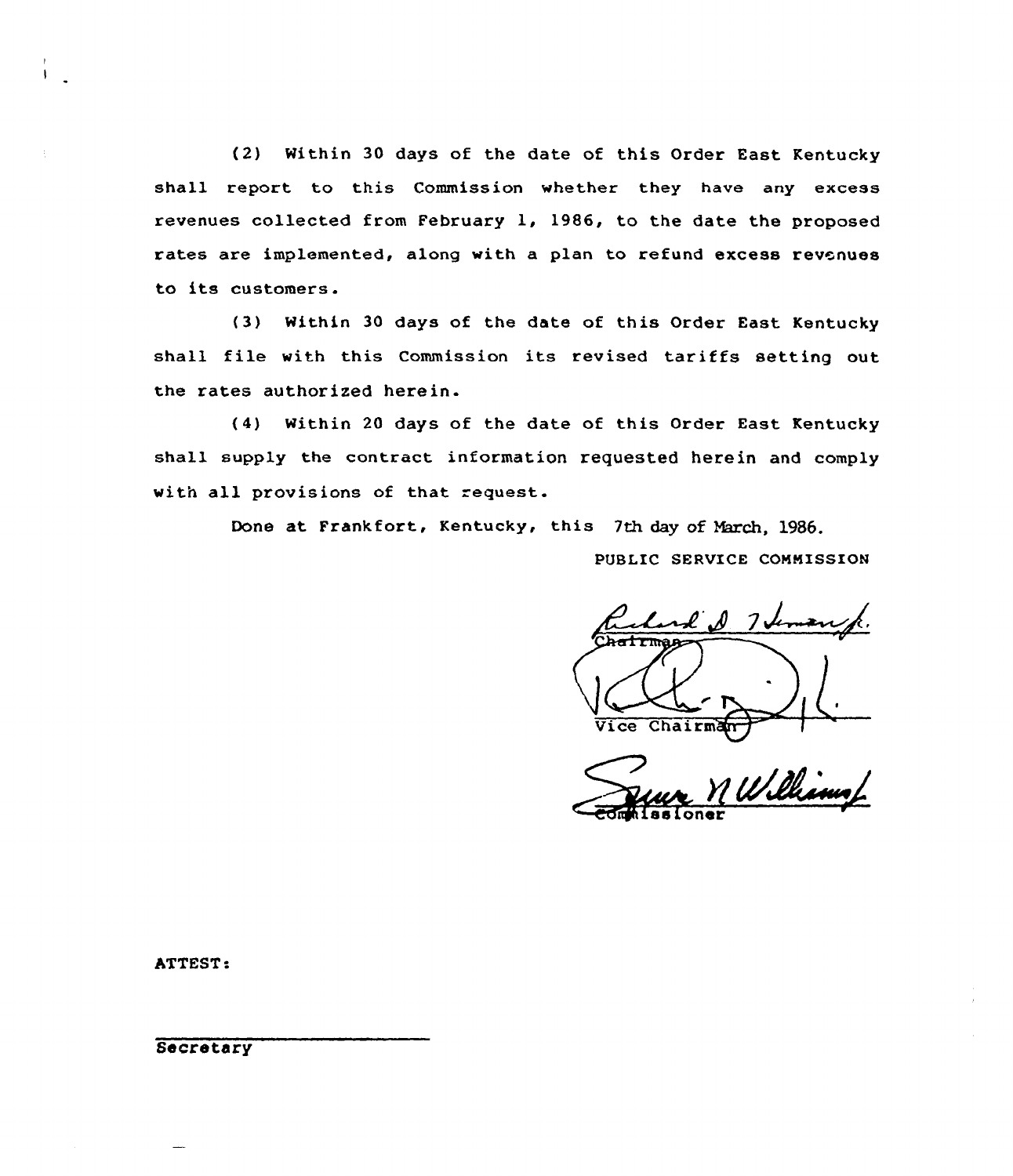(2) Within 30 days of the date of this Order East Kentucky shall report to this Commission whether they have any excess revenues collected from February 1, 1986, to the date the proposed rates are implemented, along with a plan to refund excess revenues to its customers.

(3) Within 30 days of the date of this Order East Kentucky shall file with this Commission its revised tariffs setting out the rates authorized herein.

(4) Within 20 days of the date of this Order East Kentucky shall supply the contract information requested herein and comply with all provisions of that request.

Done at Frankfort, Kentucky, this 7th day of March, 1986.

PUBLIC SERVICE COMMISSION

Chairman

Vice Chairman

Commissioner

ATTEST:

Secretary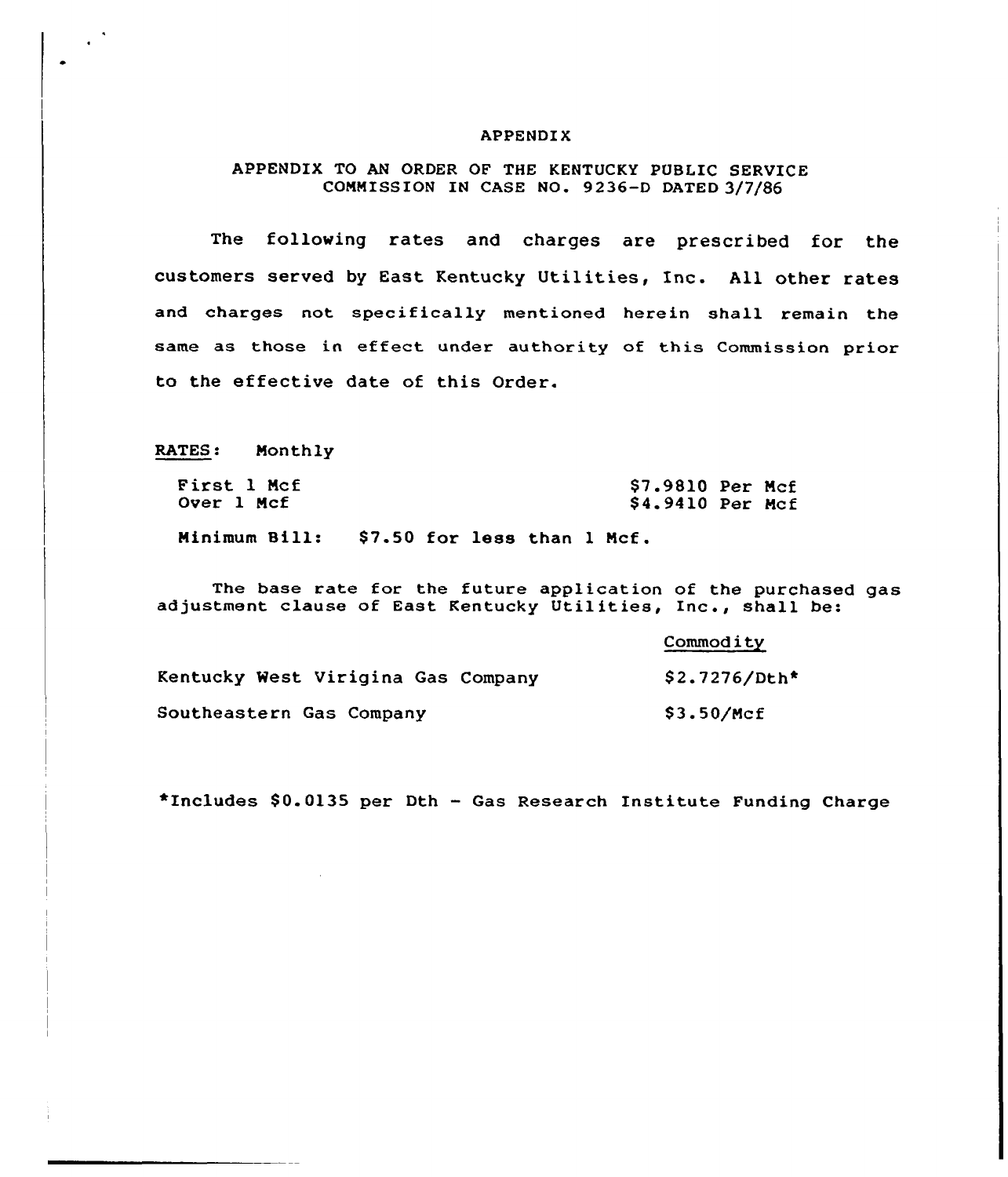# APPENDIX

## APPENDIX TO AN ORDER OF THE KENTUCKY PUBLIC SERVICE COMMISSION IN CASE NO. 9236-D DATED 3/7/86

The following rates and charges are prescribed for the customers served by East Kentucky Utilities, Inc. All other rates and charges not specifically mentioned herein shall remain the same as those in effect under authority of this Commission prior to the effective date of this Order.

RATES: Monthly

| | |
|---|---|
| First 1 Mcf | $7.9810 Per Mcf |
| Over 1 Mcf | $4.9410 Per Mcf |

Minimum Bill: $7.50 for less than 1 Mcf.

The base rate for the future application of the purchased gas adjustment clause of East Kentucky Utilities, Inc., shall be:

| | Commodity |
|---|---|
| Kentucky West Virigina Gas Company | $2.7276/Dth* |
| Southeastern Gas Company | $3.50/Mcf |

*Includes $0.0135 per Dth - Gas Research Institute Funding Charge